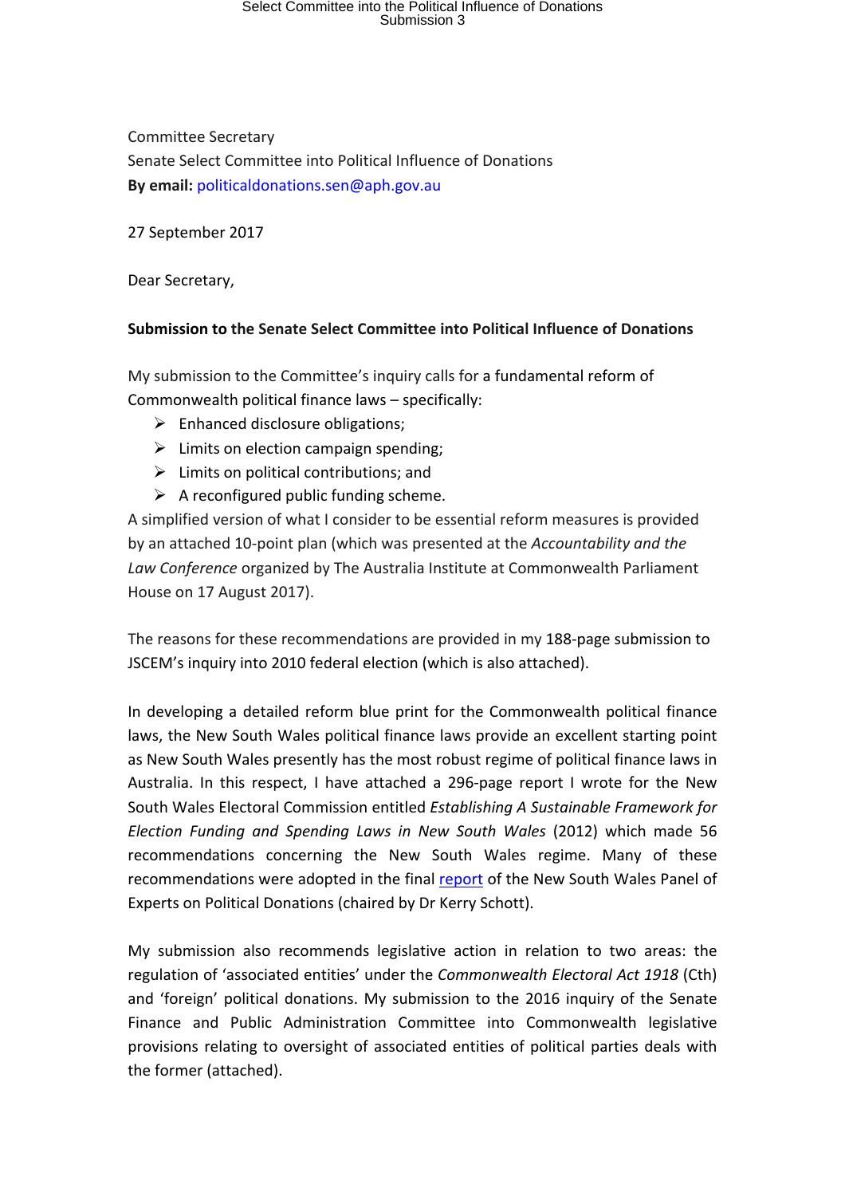Committee Secretary
Senate Select Committee into Political Influence of Donations
**By email:** politicaldonations.sen@aph.gov.au

27 September 2017

Dear Secretary,

**Submission to the Senate Select Committee into Political Influence of Donations**

My submission to the Committee's inquiry calls for a fundamental reform of Commonwealth political finance laws – specifically:

- Enhanced disclosure obligations;
- Limits on election campaign spending;
- Limits on political contributions; and
- A reconfigured public funding scheme.

A simplified version of what I consider to be essential reform measures is provided by an attached 10-point plan (which was presented at the *Accountability and the Law Conference* organized by The Australia Institute at Commonwealth Parliament House on 17 August 2017).

The reasons for these recommendations are provided in my 188-page submission to JSCEM's inquiry into 2010 federal election (which is also attached).

In developing a detailed reform blue print for the Commonwealth political finance laws, the New South Wales political finance laws provide an excellent starting point as New South Wales presently has the most robust regime of political finance laws in Australia. In this respect, I have attached a 296-page report I wrote for the New South Wales Electoral Commission entitled *Establishing A Sustainable Framework for Election Funding and Spending Laws in New South Wales* (2012) which made 56 recommendations concerning the New South Wales regime. Many of these recommendations were adopted in the final report of the New South Wales Panel of Experts on Political Donations (chaired by Dr Kerry Schott).

My submission also recommends legislative action in relation to two areas: the regulation of 'associated entities' under the *Commonwealth Electoral Act 1918* (Cth) and 'foreign' political donations. My submission to the 2016 inquiry of the Senate Finance and Public Administration Committee into Commonwealth legislative provisions relating to oversight of associated entities of political parties deals with the former (attached).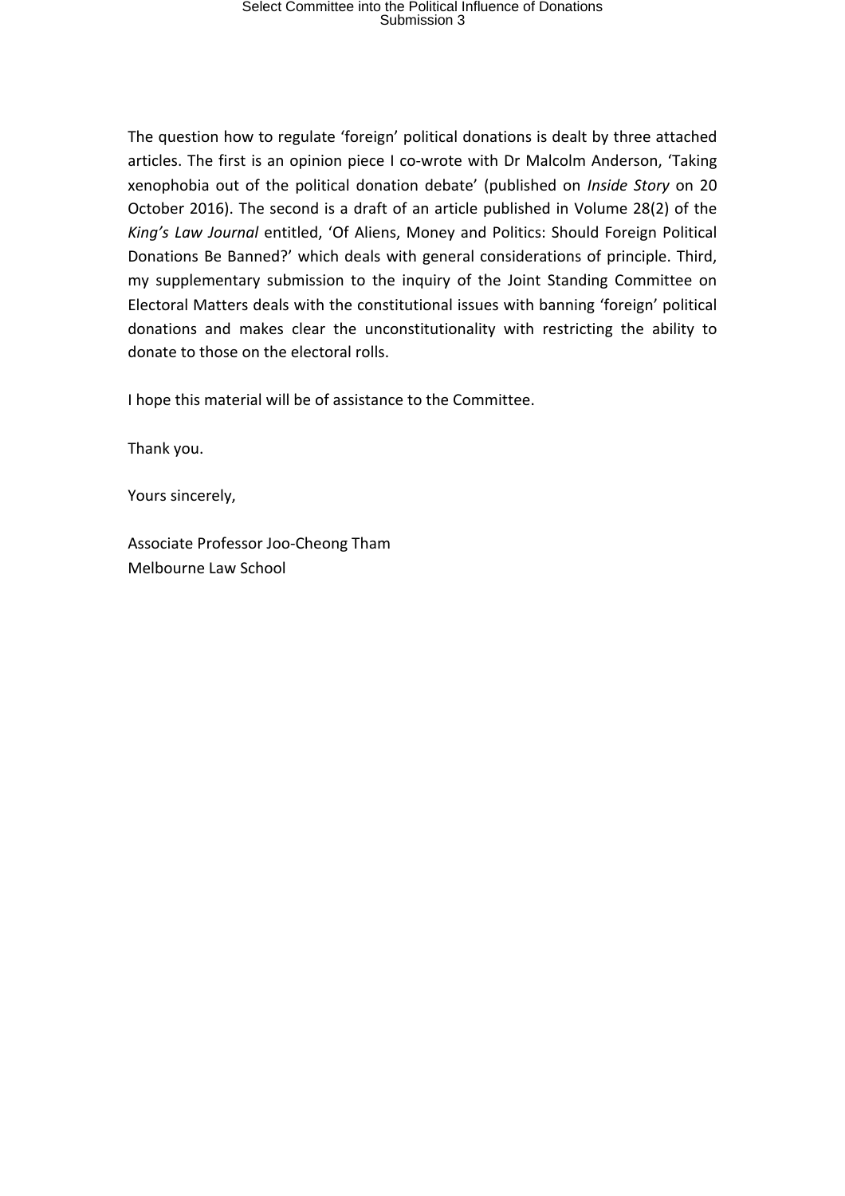The question how to regulate 'foreign' political donations is dealt by three attached articles. The first is an opinion piece I co-wrote with Dr Malcolm Anderson, 'Taking xenophobia out of the political donation debate' (published on *Inside Story* on 20 October 2016). The second is a draft of an article published in Volume 28(2) of the *King's Law Journal* entitled, 'Of Aliens, Money and Politics: Should Foreign Political Donations Be Banned?' which deals with general considerations of principle. Third, my supplementary submission to the inquiry of the Joint Standing Committee on Electoral Matters deals with the constitutional issues with banning 'foreign' political donations and makes clear the unconstitutionality with restricting the ability to donate to those on the electoral rolls.

I hope this material will be of assistance to the Committee.

Thank you.

Yours sincerely,

Associate Professor Joo-Cheong Tham
Melbourne Law School